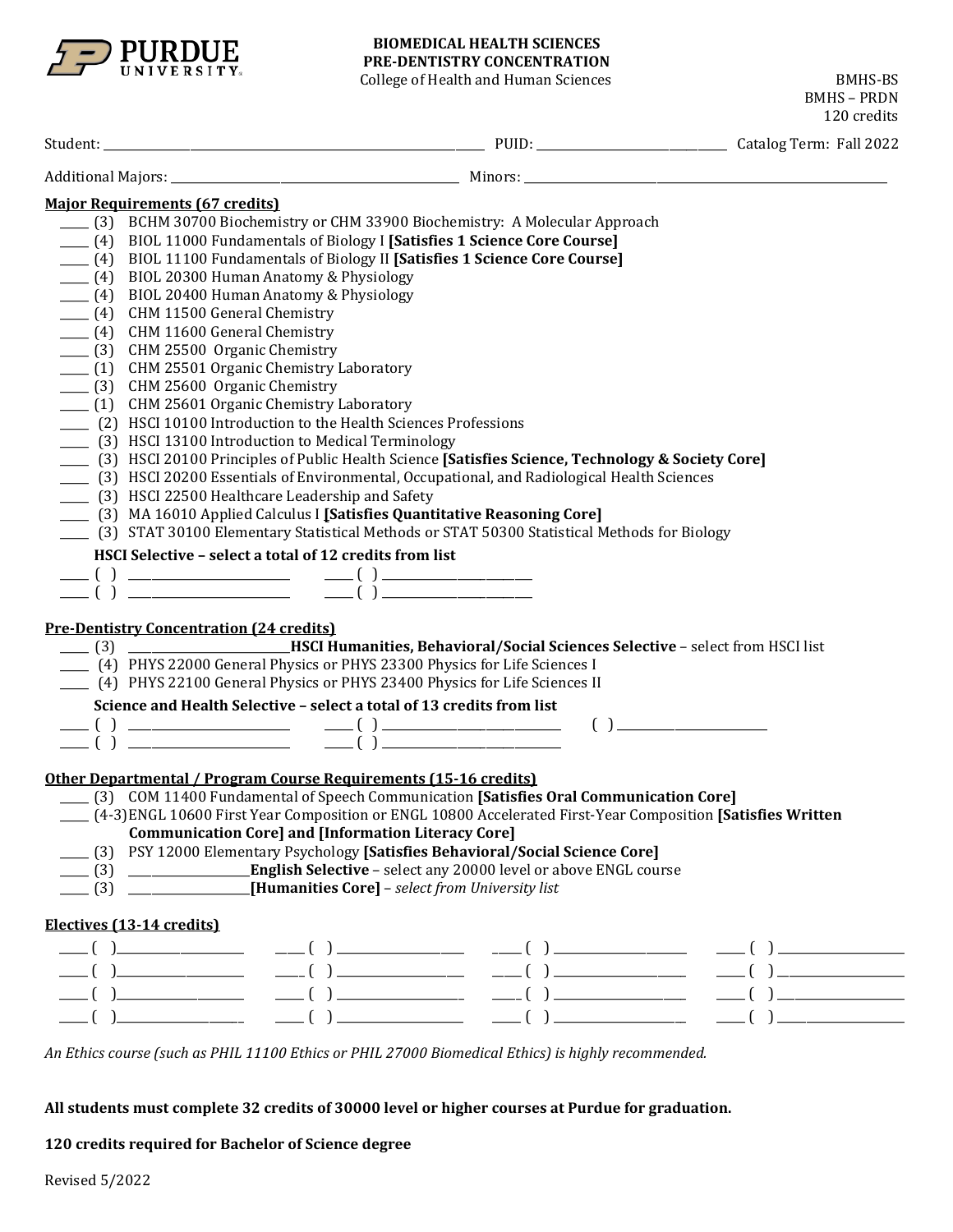PURDUE UNIVERSITY

# BIOMEDICAL HEALTH SCIENCES
## PRE-DENTISTRY CONCENTRATION

College of Health and Human Sciences

BMHS-BS
BMHS – PRDN
120 credits

Student: ______________________ PUID: ______________ Catalog Term: Fall 2022

Additional Majors: ______________________ Minors: ______________________

**Major Requirements (67 credits)**

- ____ (3) BCHM 30700 Biochemistry or CHM 33900 Biochemistry: A Molecular Approach
- ____ (4) BIOL 11000 Fundamentals of Biology I **[Satisfies 1 Science Core Course]**
- ____ (4) BIOL 11100 Fundamentals of Biology II **[Satisfies 1 Science Core Course]**
- ____ (4) BIOL 20300 Human Anatomy & Physiology
- ____ (4) BIOL 20400 Human Anatomy & Physiology
- ____ (4) CHM 11500 General Chemistry
- ____ (4) CHM 11600 General Chemistry
- ____ (3) CHM 25500 Organic Chemistry
- ____ (1) CHM 25501 Organic Chemistry Laboratory
- ____ (3) CHM 25600 Organic Chemistry
- ____ (1) CHM 25601 Organic Chemistry Laboratory
- ____ (2) HSCI 10100 Introduction to the Health Sciences Professions
- ____ (3) HSCI 13100 Introduction to Medical Terminology
- ____ (3) HSCI 20100 Principles of Public Health Science **[Satisfies Science, Technology & Society Core]**
- ____ (3) HSCI 20200 Essentials of Environmental, Occupational, and Radiological Health Sciences
- ____ (3) HSCI 22500 Healthcare Leadership and Safety
- ____ (3) MA 16010 Applied Calculus I **[Satisfies Quantitative Reasoning Core]**
- ____ (3) STAT 30100 Elementary Statistical Methods or STAT 50300 Statistical Methods for Biology

**HSCI Selective – select a total of 12 credits from list**

____ ( ) ______________ ____ ( ) ______________
____ ( ) ______________ ____ ( ) ______________

**Pre-Dentistry Concentration (24 credits)**

- ____ (3) ______________ **HSCI Humanities, Behavioral/Social Sciences Selective** – select from HSCI list
- ____ (4) PHYS 22000 General Physics or PHYS 23300 Physics for Life Sciences I
- ____ (4) PHYS 22100 General Physics or PHYS 23400 Physics for Life Sciences II

**Science and Health Selective – select a total of 13 credits from list**

____ ( ) ______________ ____ ( ) ______________ ( ) ______________
____ ( ) ______________ ____ ( ) ______________

**Other Departmental / Program Course Requirements (15-16 credits)**

- ____ (3) COM 11400 Fundamental of Speech Communication **[Satisfies Oral Communication Core]**
- ____ (4-3) ENGL 10600 First Year Composition or ENGL 10800 Accelerated First-Year Composition **[Satisfies Written Communication Core] and [Information Literacy Core]**
- ____ (3) PSY 12000 Elementary Psychology **[Satisfies Behavioral/Social Science Core]**
- ____ (3) ______________ **English Selective** – select any 20000 level or above ENGL course
- ____ (3) ______________ **[Humanities Core]** – *select from University list*

**Electives (13-14 credits)**

____ ( ) __________ ____ ( ) __________ ____ ( ) __________ ____ ( ) __________
____ ( ) __________ ____ ( ) __________ ____ ( ) __________ ____ ( ) __________
____ ( ) __________ ____ ( ) __________ ____ ( ) __________ ____ ( ) __________
____ ( ) __________ ____ ( ) __________ ____ ( ) __________ ____ ( ) __________

*An Ethics course (such as PHIL 11100 Ethics or PHIL 27000 Biomedical Ethics) is highly recommended.*

**All students must complete 32 credits of 30000 level or higher courses at Purdue for graduation.**

**120 credits required for Bachelor of Science degree**

Revised 5/2022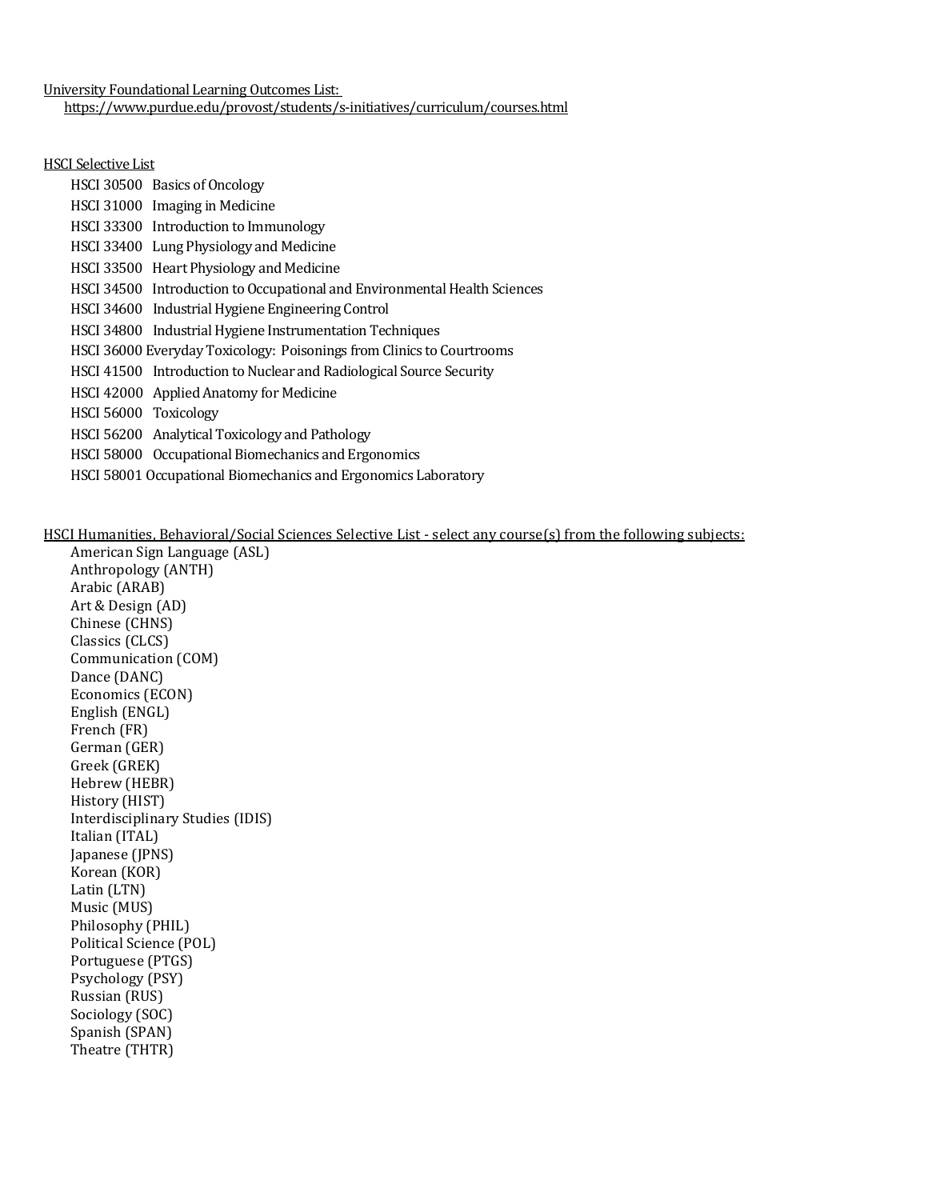University Foundational Learning Outcomes List:
https://www.purdue.edu/provost/students/s-initiatives/curriculum/courses.html

HSCI Selective List

- HSCI 30500 Basics of Oncology
- HSCI 31000 Imaging in Medicine
- HSCI 33300 Introduction to Immunology
- HSCI 33400 Lung Physiology and Medicine
- HSCI 33500 Heart Physiology and Medicine
- HSCI 34500 Introduction to Occupational and Environmental Health Sciences
- HSCI 34600 Industrial Hygiene Engineering Control
- HSCI 34800 Industrial Hygiene Instrumentation Techniques
- HSCI 36000 Everyday Toxicology: Poisonings from Clinics to Courtrooms
- HSCI 41500 Introduction to Nuclear and Radiological Source Security
- HSCI 42000 Applied Anatomy for Medicine
- HSCI 56000 Toxicology
- HSCI 56200 Analytical Toxicology and Pathology
- HSCI 58000 Occupational Biomechanics and Ergonomics
- HSCI 58001 Occupational Biomechanics and Ergonomics Laboratory

HSCI Humanities, Behavioral/Social Sciences Selective List - select any course(s) from the following subjects:

- American Sign Language (ASL)
- Anthropology (ANTH)
- Arabic (ARAB)
- Art & Design (AD)
- Chinese (CHNS)
- Classics (CLCS)
- Communication (COM)
- Dance (DANC)
- Economics (ECON)
- English (ENGL)
- French (FR)
- German (GER)
- Greek (GREK)
- Hebrew (HEBR)
- History (HIST)
- Interdisciplinary Studies (IDIS)
- Italian (ITAL)
- Japanese (JPNS)
- Korean (KOR)
- Latin (LTN)
- Music (MUS)
- Philosophy (PHIL)
- Political Science (POL)
- Portuguese (PTGS)
- Psychology (PSY)
- Russian (RUS)
- Sociology (SOC)
- Spanish (SPAN)
- Theatre (THTR)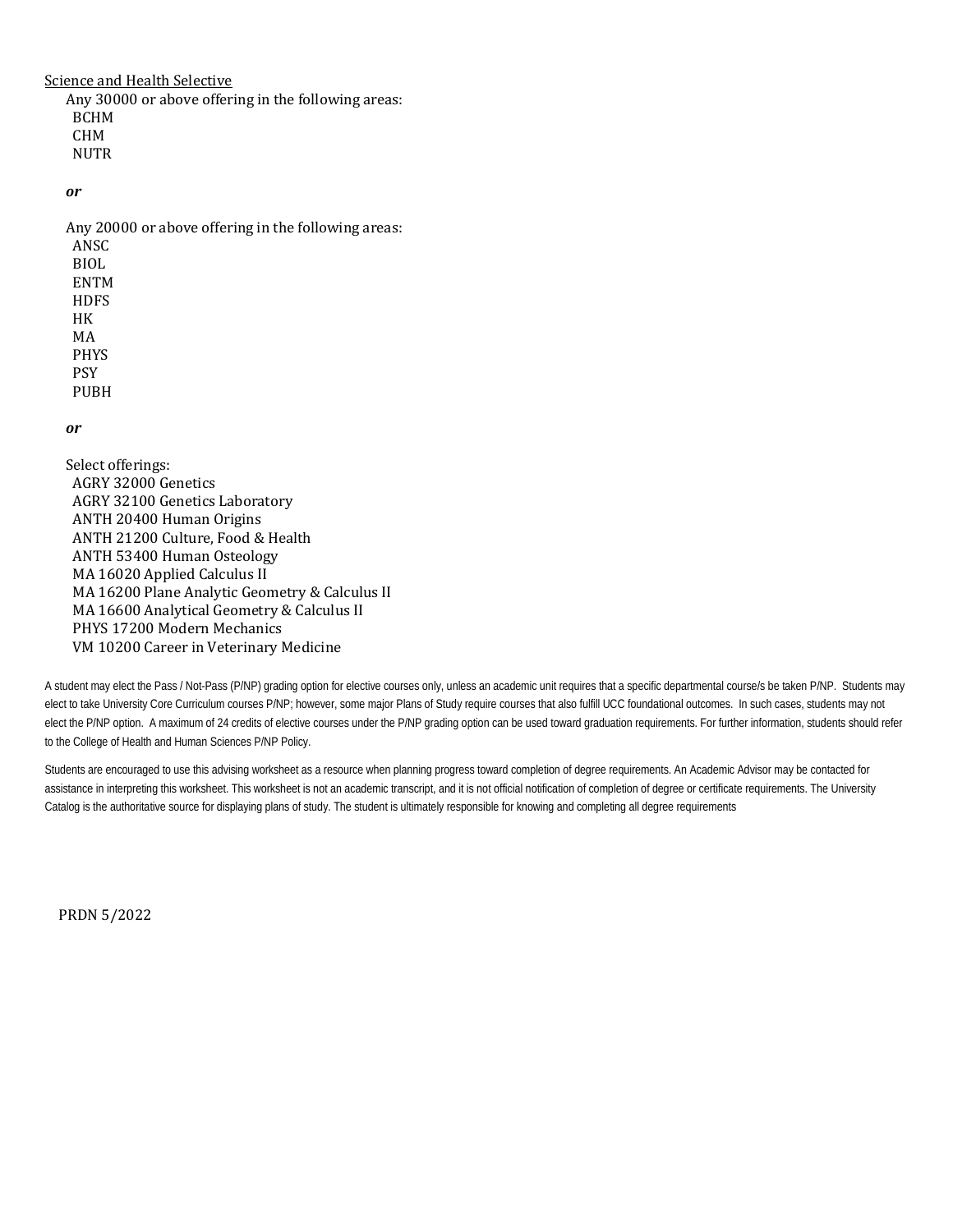Science and Health Selective

Any 30000 or above offering in the following areas:

- BCHM
- CHM
- NUTR

***or***

Any 20000 or above offering in the following areas:

- ANSC
- BIOL
- ENTM
- HDFS
- HK
- MA
- PHYS
- PSY
- PUBH

***or***

Select offerings:

- AGRY 32000 Genetics
- AGRY 32100 Genetics Laboratory
- ANTH 20400 Human Origins
- ANTH 21200 Culture, Food & Health
- ANTH 53400 Human Osteology
- MA 16020 Applied Calculus II
- MA 16200 Plane Analytic Geometry & Calculus II
- MA 16600 Analytical Geometry & Calculus II
- PHYS 17200 Modern Mechanics
- VM 10200 Career in Veterinary Medicine

A student may elect the Pass / Not-Pass (P/NP) grading option for elective courses only, unless an academic unit requires that a specific departmental course/s be taken P/NP. Students may elect to take University Core Curriculum courses P/NP; however, some major Plans of Study require courses that also fulfill UCC foundational outcomes. In such cases, students may not elect the P/NP option. A maximum of 24 credits of elective courses under the P/NP grading option can be used toward graduation requirements. For further information, students should refer to the College of Health and Human Sciences P/NP Policy.

Students are encouraged to use this advising worksheet as a resource when planning progress toward completion of degree requirements. An Academic Advisor may be contacted for assistance in interpreting this worksheet. This worksheet is not an academic transcript, and it is not official notification of completion of degree or certificate requirements. The University Catalog is the authoritative source for displaying plans of study. The student is ultimately responsible for knowing and completing all degree requirements

PRDN 5/2022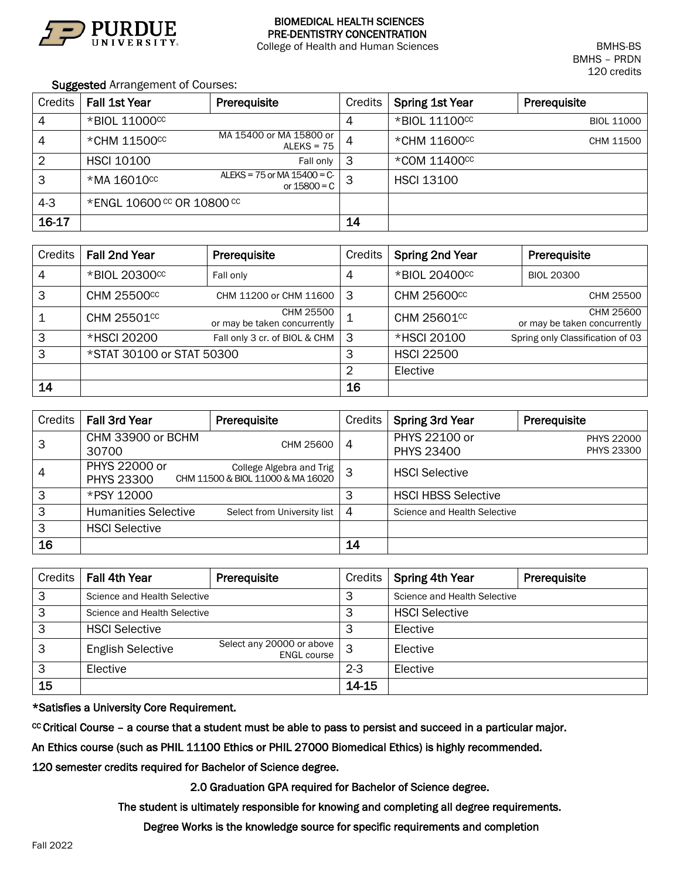PURDUE UNIVERSITY

# BIOMEDICAL HEALTH SCIENCES PRE-DENTISTRY CONCENTRATION

College of Health and Human Sciences

BMHS-BS
BMHS – PRDN
120 credits

**Suggested** Arrangement of Courses:

| Credits | Fall 1st Year | Prerequisite | Credits | Spring 1st Year | Prerequisite |
|---|---|---|---|---|---|
| 4 | *BIOL 11000[cc] | | 4 | *BIOL 11100[cc] | BIOL 11000 |
| 4 | *CHM 11500[cc] | MA 15400 or MA 15800 or ALEKS = 75 | 4 | *CHM 11600[cc] | CHM 11500 |
| 2 | HSCI 10100 | Fall only | 3 | *COM 11400[cc] | |
| 3 | *MA 16010[cc] | ALEKS = 75 or MA 15400 = C- or 15800 = C | 3 | HSCI 13100 | |
| 4-3 | *ENGL 10600[cc] OR 10800[cc] | | | | |
| **16-17** | | | **14** | | |

| Credits | Fall 2nd Year | Prerequisite | Credits | Spring 2nd Year | Prerequisite |
|---|---|---|---|---|---|
| 4 | *BIOL 20300[cc] | Fall only | 4 | *BIOL 20400[cc] | BIOL 20300 |
| 3 | CHM 25500[cc] | CHM 11200 or CHM 11600 | 3 | CHM 25600[cc] | CHM 25500 |
| 1 | CHM 25501[cc] | CHM 25500 or may be taken concurrently | 1 | CHM 25601[cc] | CHM 25600 or may be taken concurrently |
| 3 | *HSCI 20200 | Fall only 3 cr. of BIOL & CHM | 3 | *HSCI 20100 | Spring only Classification of 03 |
| 3 | *STAT 30100 or STAT 50300 | | 3 | HSCI 22500 | |
| | | | 2 | Elective | |
| **14** | | | **16** | | |

| Credits | Fall 3rd Year | Prerequisite | Credits | Spring 3rd Year | Prerequisite |
|---|---|---|---|---|---|
| 3 | CHM 33900 or BCHM 30700 | CHM 25600 | 4 | PHYS 22100 or PHYS 23400 | PHYS 22000 PHYS 23300 |
| 4 | PHYS 22000 or PHYS 23300 | College Algebra and Trig CHM 11500 & BIOL 11000 & MA 16020 | 3 | HSCI Selective | |
| 3 | *PSY 12000 | | 3 | HSCI HBSS Selective | |
| 3 | Humanities Selective | Select from University list | 4 | Science and Health Selective | |
| 3 | HSCI Selective | | | | |
| **16** | | | **14** | | |

| Credits | Fall 4th Year | Prerequisite | Credits | Spring 4th Year | Prerequisite |
|---|---|---|---|---|---|
| 3 | Science and Health Selective | | 3 | Science and Health Selective | |
| 3 | Science and Health Selective | | 3 | HSCI Selective | |
| 3 | HSCI Selective | | 3 | Elective | |
| 3 | English Selective | Select any 20000 or above ENGL course | 3 | Elective | |
| 3 | Elective | | 2-3 | Elective | |
| **15** | | | **14-15** | | |

**\*Satisfies a University Core Requirement.**

**[cc] Critical Course – a course that a student must be able to pass to persist and succeed in a particular major.**

**An Ethics course (such as PHIL 11100 Ethics or PHIL 27000 Biomedical Ethics) is highly recommended.**

**120 semester credits required for Bachelor of Science degree.**

**2.0 Graduation GPA required for Bachelor of Science degree.**

**The student is ultimately responsible for knowing and completing all degree requirements.**

**Degree Works is the knowledge source for specific requirements and completion**

Fall 2022